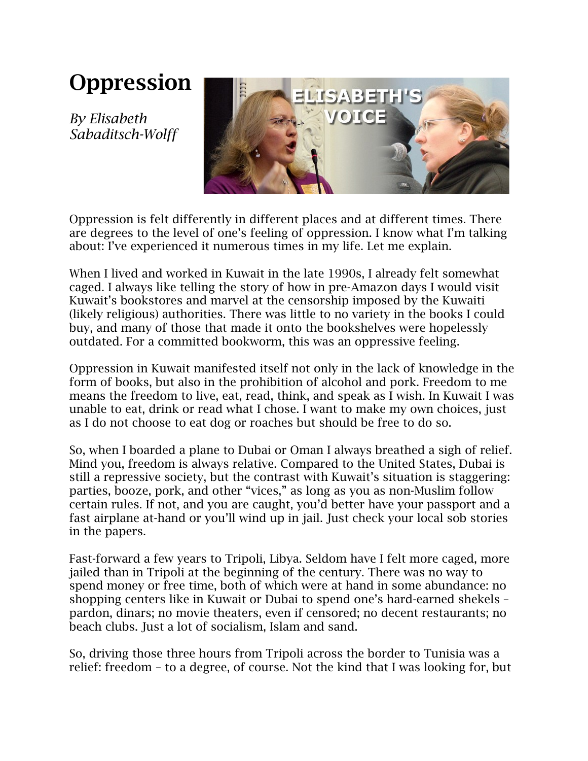# Oppression

*By Elisabeth Sabaditsch-Wolff*

Oppression is felt differently in different places and at different times. There are degrees to the level of one's feeling of oppression. I know what I'm talking about: I've experienced it numerous times in my life. Let me explain.

When I lived and worked in Kuwait in the late 1990s, I already felt somewhat caged. I always like telling the story of how in pre-Amazon days I would visit Kuwait's bookstores and marvel at the censorship imposed by the Kuwaiti (likely religious) authorities. There was little to no variety in the books I could buy, and many of those that made it onto the bookshelves were hopelessly outdated. For a committed bookworm, this was an oppressive feeling.

Oppression in Kuwait manifested itself not only in the lack of knowledge in the form of books, but also in the prohibition of alcohol and pork. Freedom to me means the freedom to live, eat, read, think, and speak as I wish. In Kuwait I was unable to eat, drink or read what I chose. I want to make my own choices, just as I do not choose to eat dog or roaches but should be free to do so.

So, when I boarded a plane to Dubai or Oman I always breathed a sigh of relief. Mind you, freedom is always relative. Compared to the United States, Dubai is still a repressive society, but the contrast with Kuwait's situation is staggering: parties, booze, pork, and other "vices," as long as you as non-Muslim follow certain rules. If not, and you are caught, you'd better have your passport and a fast airplane at-hand or you'll wind up in jail. Just check your local sob stories in the papers.

Fast-forward a few years to Tripoli, Libya. Seldom have I felt more caged, more jailed than in Tripoli at the beginning of the century. There was no way to spend money or free time, both of which were at hand in some abundance: no shopping centers like in Kuwait or Dubai to spend one's hard-earned shekels – pardon, dinars; no movie theaters, even if censored; no decent restaurants; no beach clubs. Just a lot of socialism, Islam and sand.

So, driving those three hours from Tripoli across the border to Tunisia was a relief: freedom – to a degree, of course. Not the kind that I was looking for, but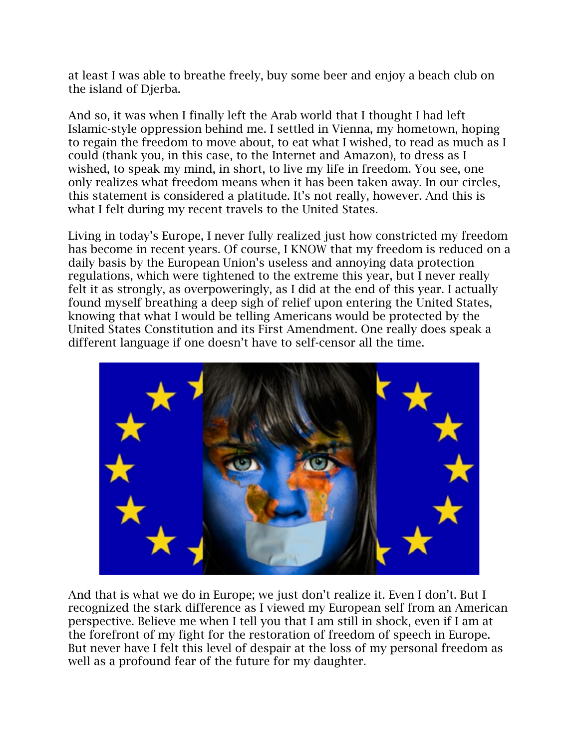at least I was able to breathe freely, buy some beer and enjoy a beach club on the island of Djerba.

And so, it was when I finally left the Arab world that I thought I had left Islamic-style oppression behind me. I settled in Vienna, my hometown, hoping to regain the freedom to move about, to eat what I wished, to read as much as I could (thank you, in this case, to the Internet and Amazon), to dress as I wished, to speak my mind, in short, to live my life in freedom. You see, one only realizes what freedom means when it has been taken away. In our circles, this statement is considered a platitude. It's not really, however. And this is what I felt during my recent travels to the United States.

Living in today's Europe, I never fully realized just how constricted my freedom has become in recent years. Of course, I KNOW that my freedom is reduced on a daily basis by the European Union's useless and annoying data protection regulations, which were tightened to the extreme this year, but I never really felt it as strongly, as overpoweringly, as I did at the end of this year. I actually found myself breathing a deep sigh of relief upon entering the United States, knowing that what I would be telling Americans would be protected by the United States Constitution and its First Amendment. One really does speak a different language if one doesn't have to self-censor all the time.

And that is what we do in Europe; we just don't realize it. Even I don't. But I recognized the stark difference as I viewed my European self from an American perspective. Believe me when I tell you that I am still in shock, even if I am at the forefront of my fight for the restoration of freedom of speech in Europe. But never have I felt this level of despair at the loss of my personal freedom as well as a profound fear of the future for my daughter.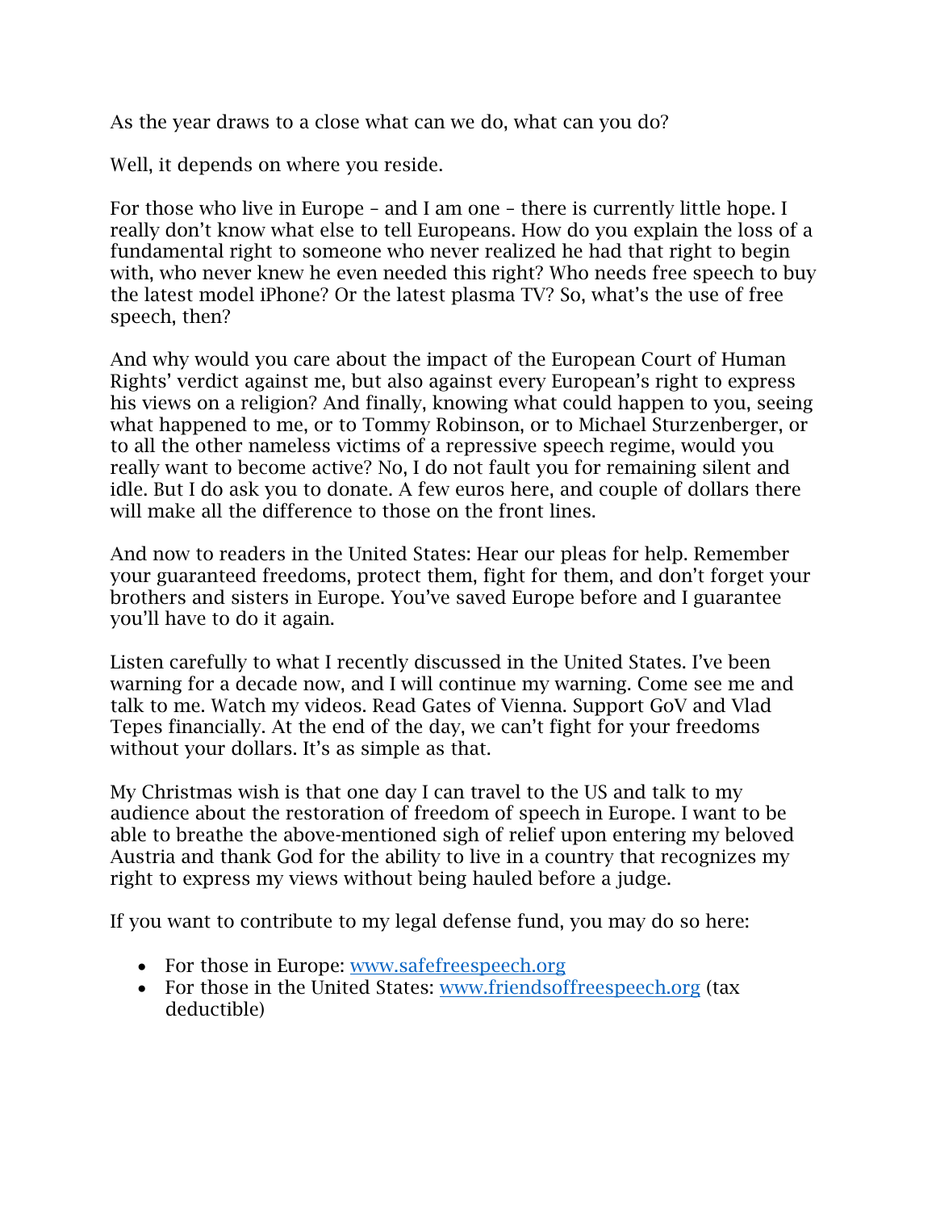As the year draws to a close what can we do, what can you do?

Well, it depends on where you reside.

For those who live in Europe – and I am one – there is currently little hope. I really don't know what else to tell Europeans. How do you explain the loss of a fundamental right to someone who never realized he had that right to begin with, who never knew he even needed this right? Who needs free speech to buy the latest model iPhone? Or the latest plasma TV? So, what's the use of free speech, then?

And why would you care about the impact of the European Court of Human Rights' verdict against me, but also against every European's right to express his views on a religion? And finally, knowing what could happen to you, seeing what happened to me, or to Tommy Robinson, or to Michael Sturzenberger, or to all the other nameless victims of a repressive speech regime, would you really want to become active? No, I do not fault you for remaining silent and idle. But I do ask you to donate. A few euros here, and couple of dollars there will make all the difference to those on the front lines.

And now to readers in the United States: Hear our pleas for help. Remember your guaranteed freedoms, protect them, fight for them, and don't forget your brothers and sisters in Europe. You've saved Europe before and I guarantee you'll have to do it again.

Listen carefully to what I recently discussed in the United States. I've been warning for a decade now, and I will continue my warning. Come see me and talk to me. Watch my videos. Read Gates of Vienna. Support GoV and Vlad Tepes financially. At the end of the day, we can't fight for your freedoms without your dollars. It's as simple as that.

My Christmas wish is that one day I can travel to the US and talk to my audience about the restoration of freedom of speech in Europe. I want to be able to breathe the above-mentioned sigh of relief upon entering my beloved Austria and thank God for the ability to live in a country that recognizes my right to express my views without being hauled before a judge.

If you want to contribute to my legal defense fund, you may do so here:

- For those in Europe: [www.safefreespeech.org](http://www.safefreespeech.org)
- For those in the United States: [www.friendsoffreespeech.org](http://www.friendsoffreespeech.org) (tax deductible)